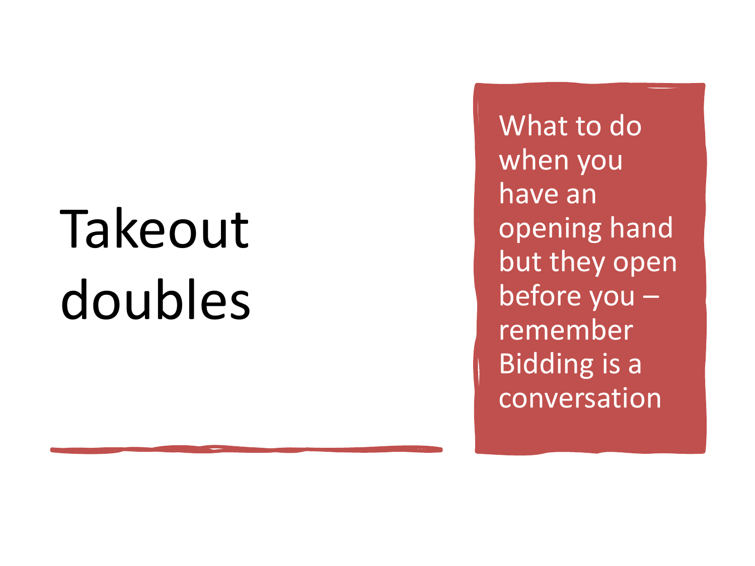# Takeout doubles

What to do when you have an opening hand but they open before you – remember Bidding is a conversation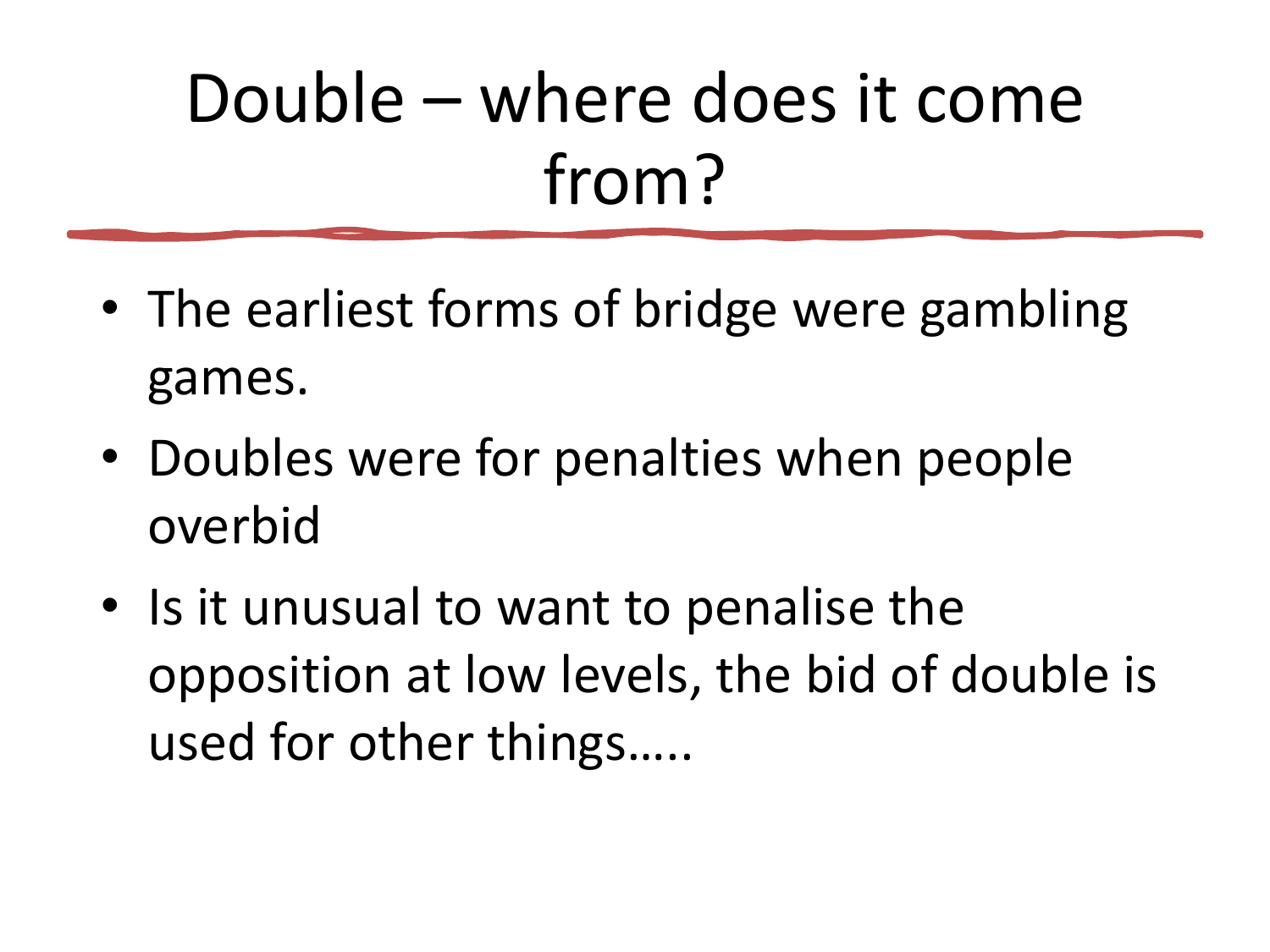# Double – where does it come from?

- The earliest forms of bridge were gambling games.
- Doubles were for penalties when people overbid
- Is it unusual to want to penalise the opposition at low levels, the bid of double is used for other things…..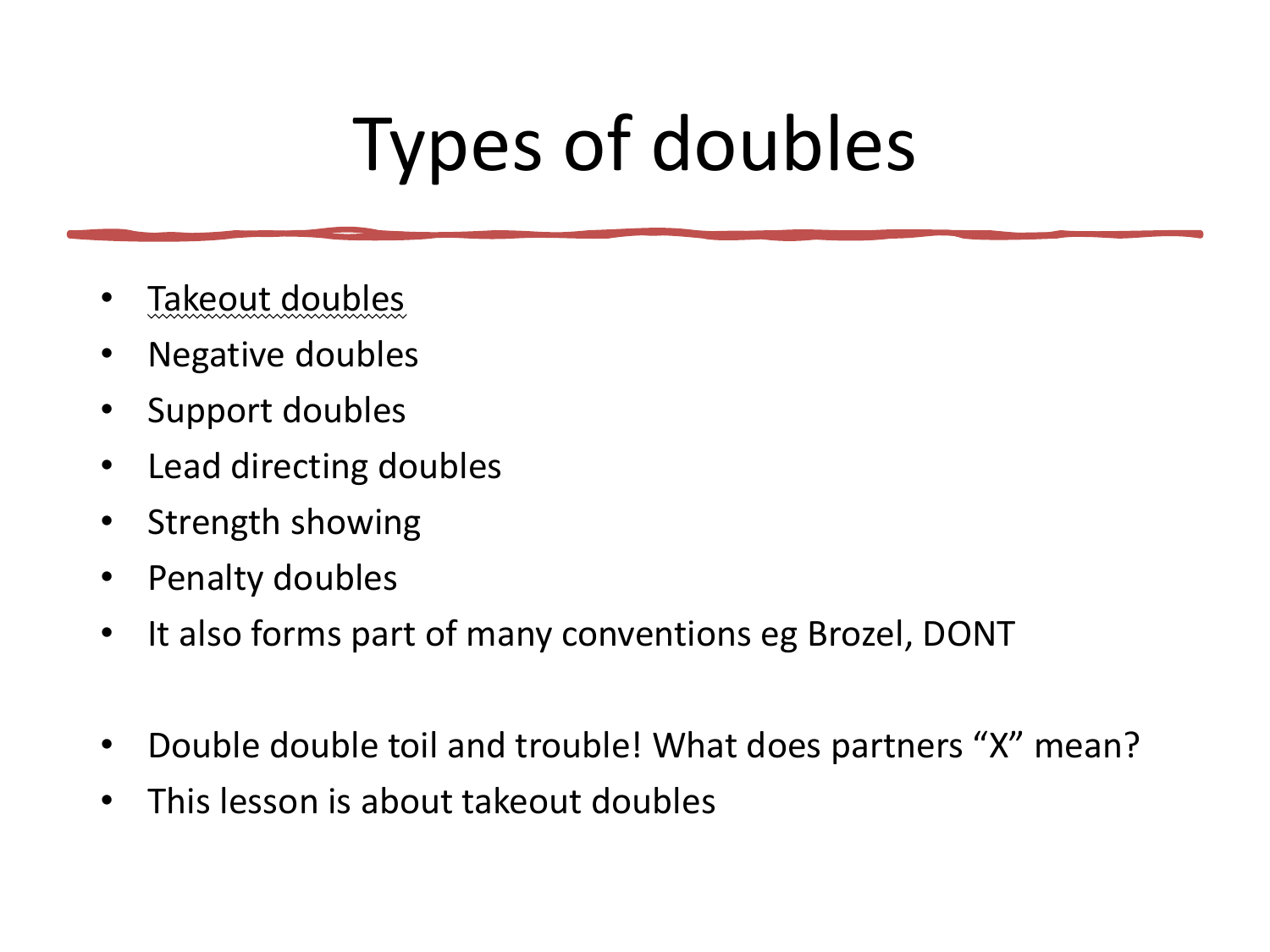# Types of doubles

- Takeout doubles
- Negative doubles
- Support doubles
- Lead directing doubles
- Strength showing
- Penalty doubles
- It also forms part of many conventions eg Brozel, DONT

- Double double toil and trouble! What does partners "X" mean?
- This lesson is about takeout doubles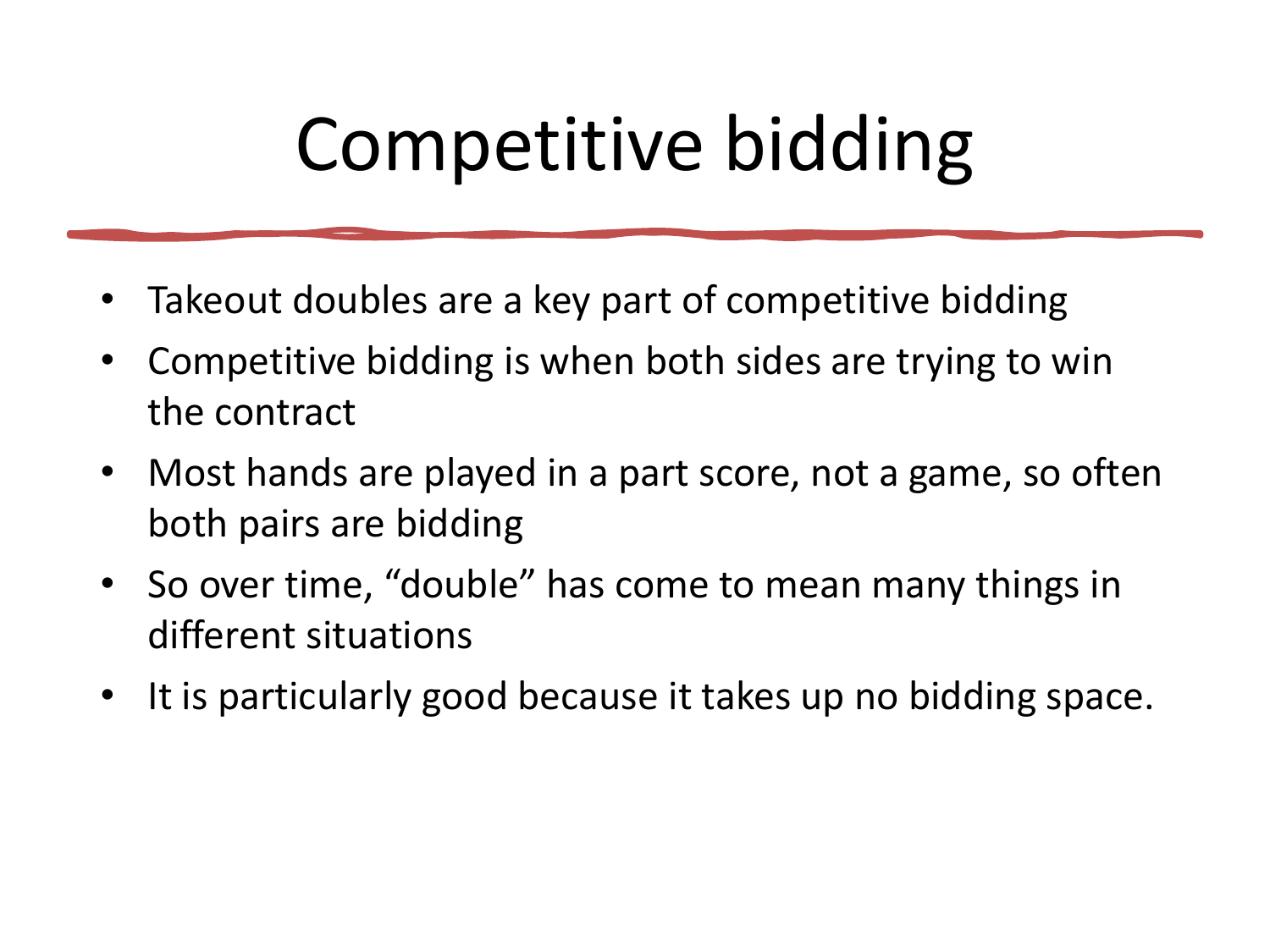# Competitive bidding

- Takeout doubles are a key part of competitive bidding
- Competitive bidding is when both sides are trying to win the contract
- Most hands are played in a part score, not a game, so often both pairs are bidding
- So over time, “double” has come to mean many things in different situations
- It is particularly good because it takes up no bidding space.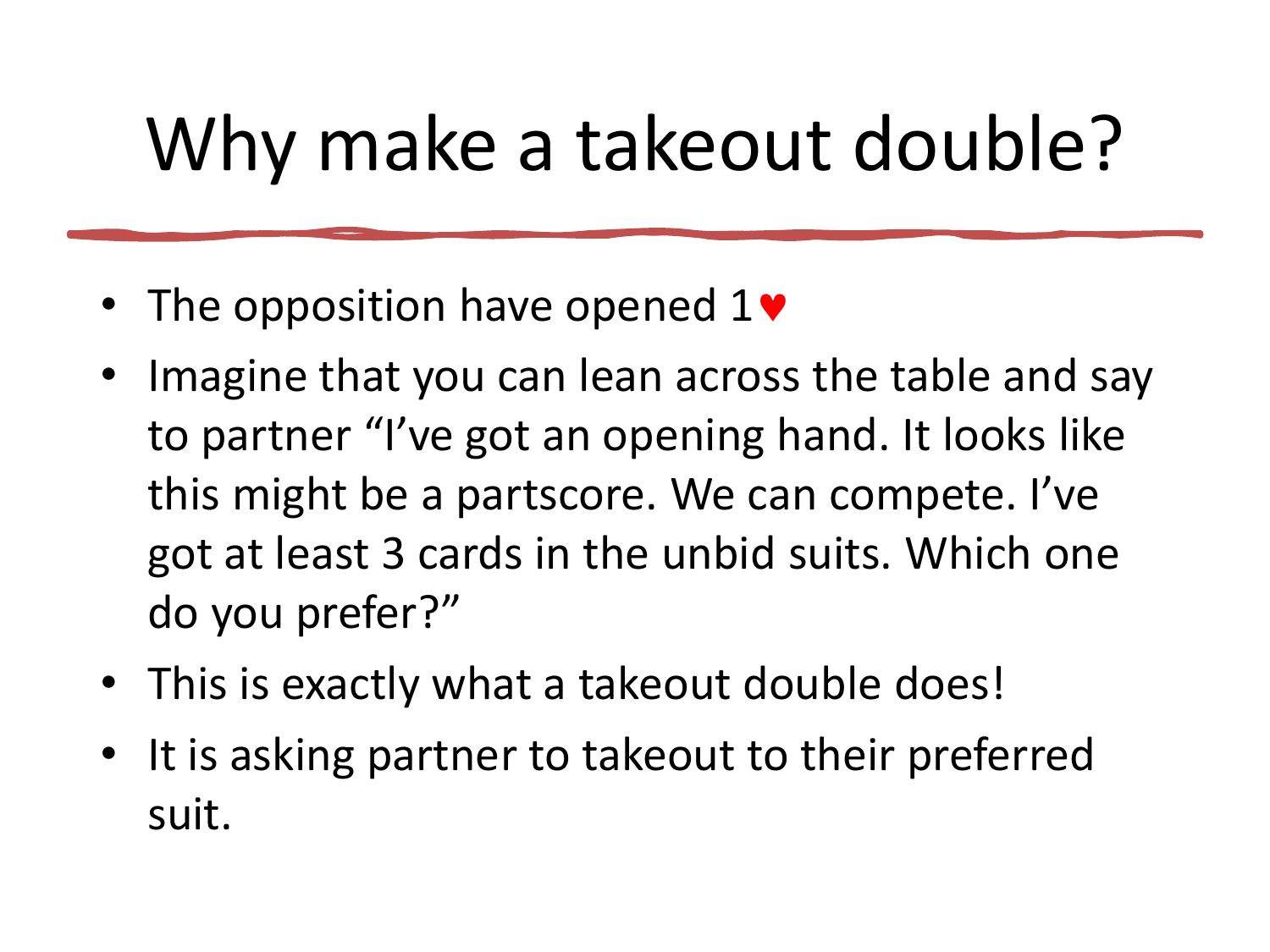# Why make a takeout double?

- The opposition have opened 1♥
- Imagine that you can lean across the table and say to partner "I've got an opening hand. It looks like this might be a partscore. We can compete. I've got at least 3 cards in the unbid suits. Which one do you prefer?"
- This is exactly what a takeout double does!
- It is asking partner to takeout to their preferred suit.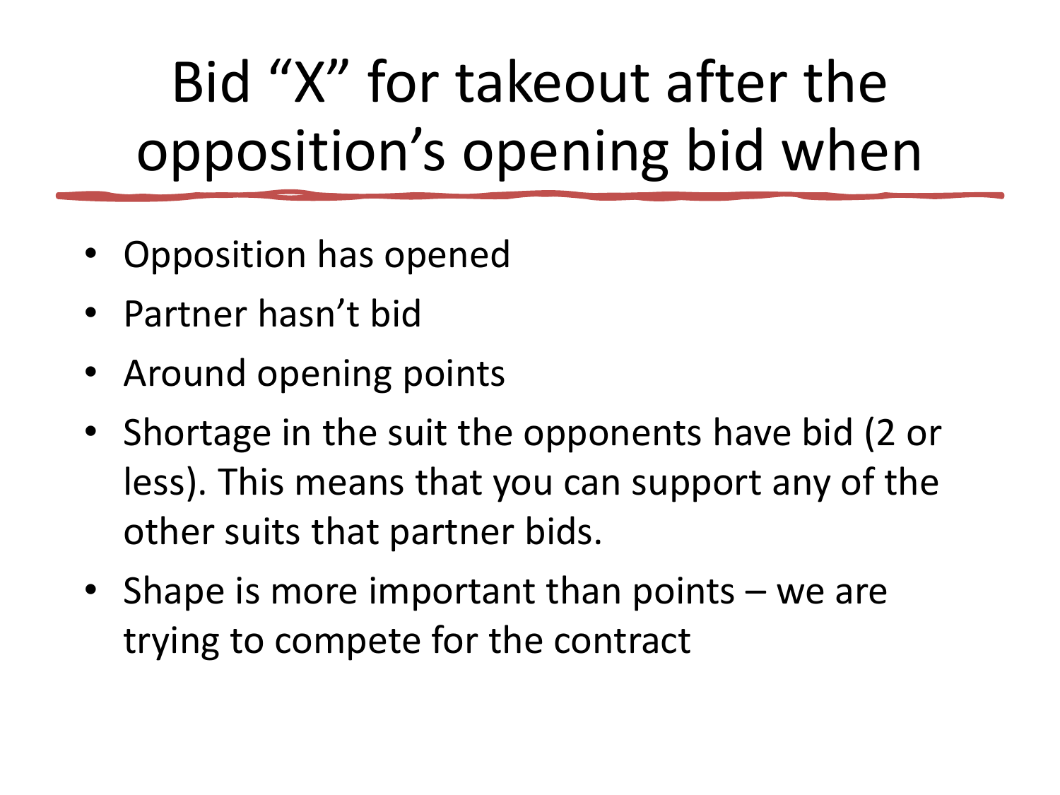# Bid "X" for takeout after the opposition's opening bid when

- Opposition has opened
- Partner hasn't bid
- Around opening points
- Shortage in the suit the opponents have bid (2 or less). This means that you can support any of the other suits that partner bids.
- Shape is more important than points – we are trying to compete for the contract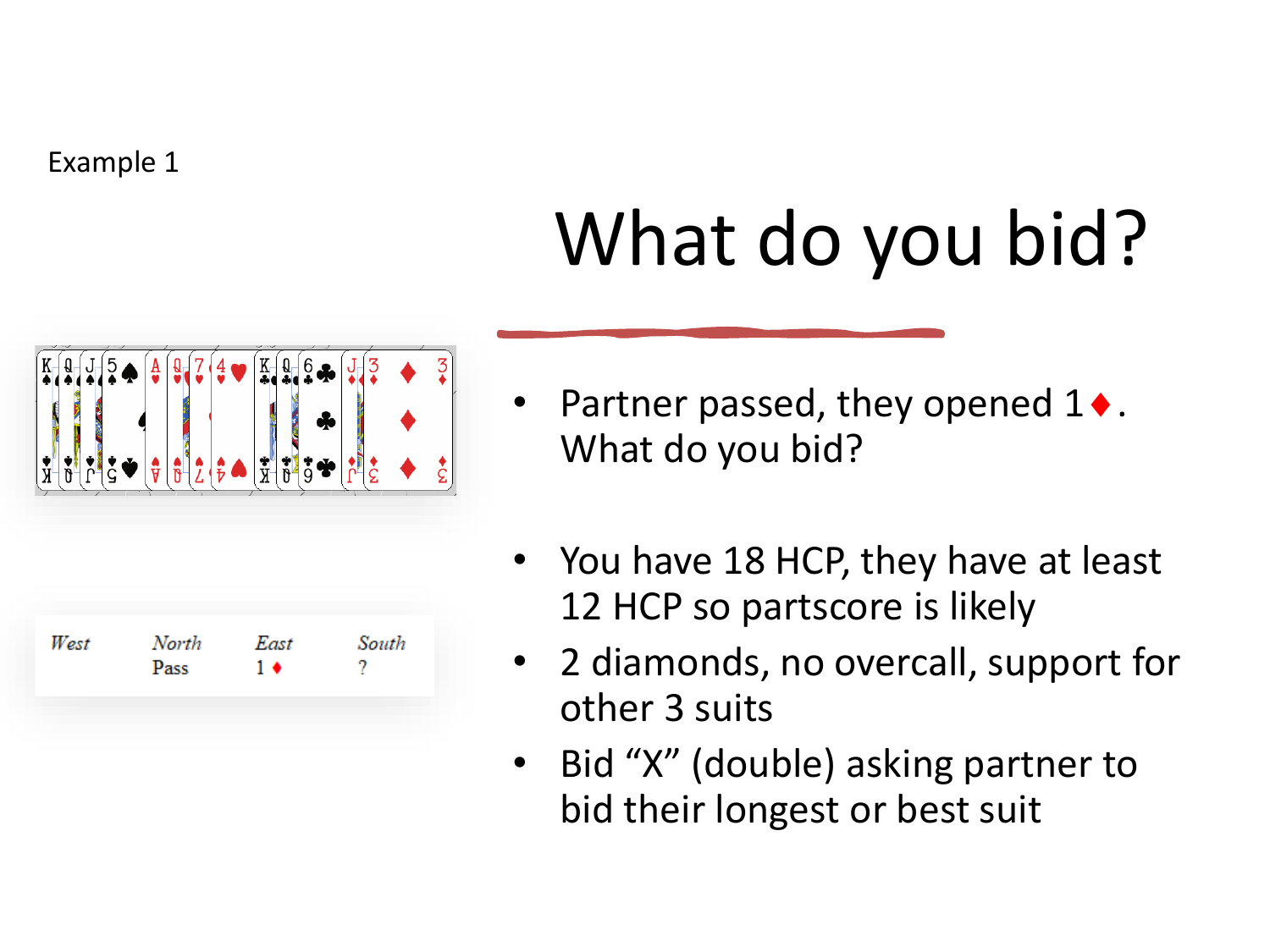Example 1

# What do you bid?

| West | North | East | South |
| --- | --- | --- | --- |
| | Pass | 1 ♦ | ? |

- Partner passed, they opened 1♦. What do you bid?
- You have 18 HCP, they have at least 12 HCP so partscore is likely
- 2 diamonds, no overcall, support for other 3 suits
- Bid “X” (double) asking partner to bid their longest or best suit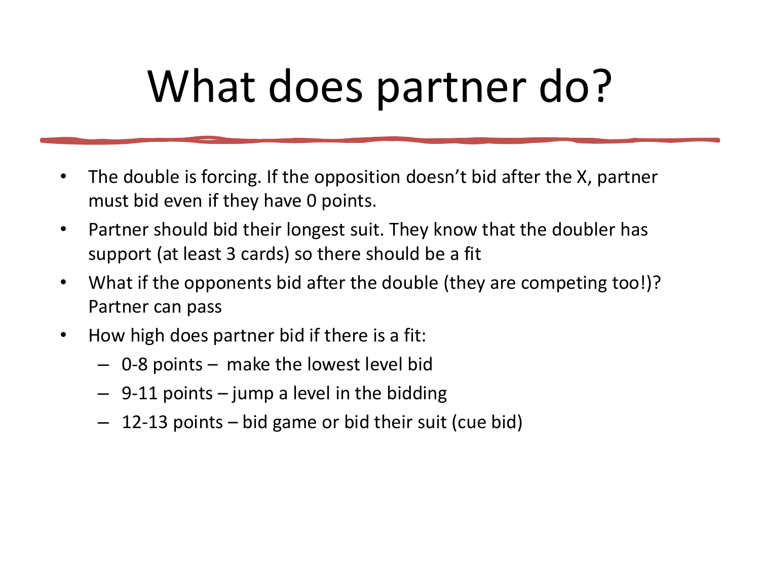# What does partner do?

- The double is forcing. If the opposition doesn't bid after the X, partner must bid even if they have 0 points.
- Partner should bid their longest suit. They know that the doubler has support (at least 3 cards) so there should be a fit
- What if the opponents bid after the double (they are competing too!)? Partner can pass
- How high does partner bid if there is a fit:
  - 0-8 points – make the lowest level bid
  - 9-11 points – jump a level in the bidding
  - 12-13 points – bid game or bid their suit (cue bid)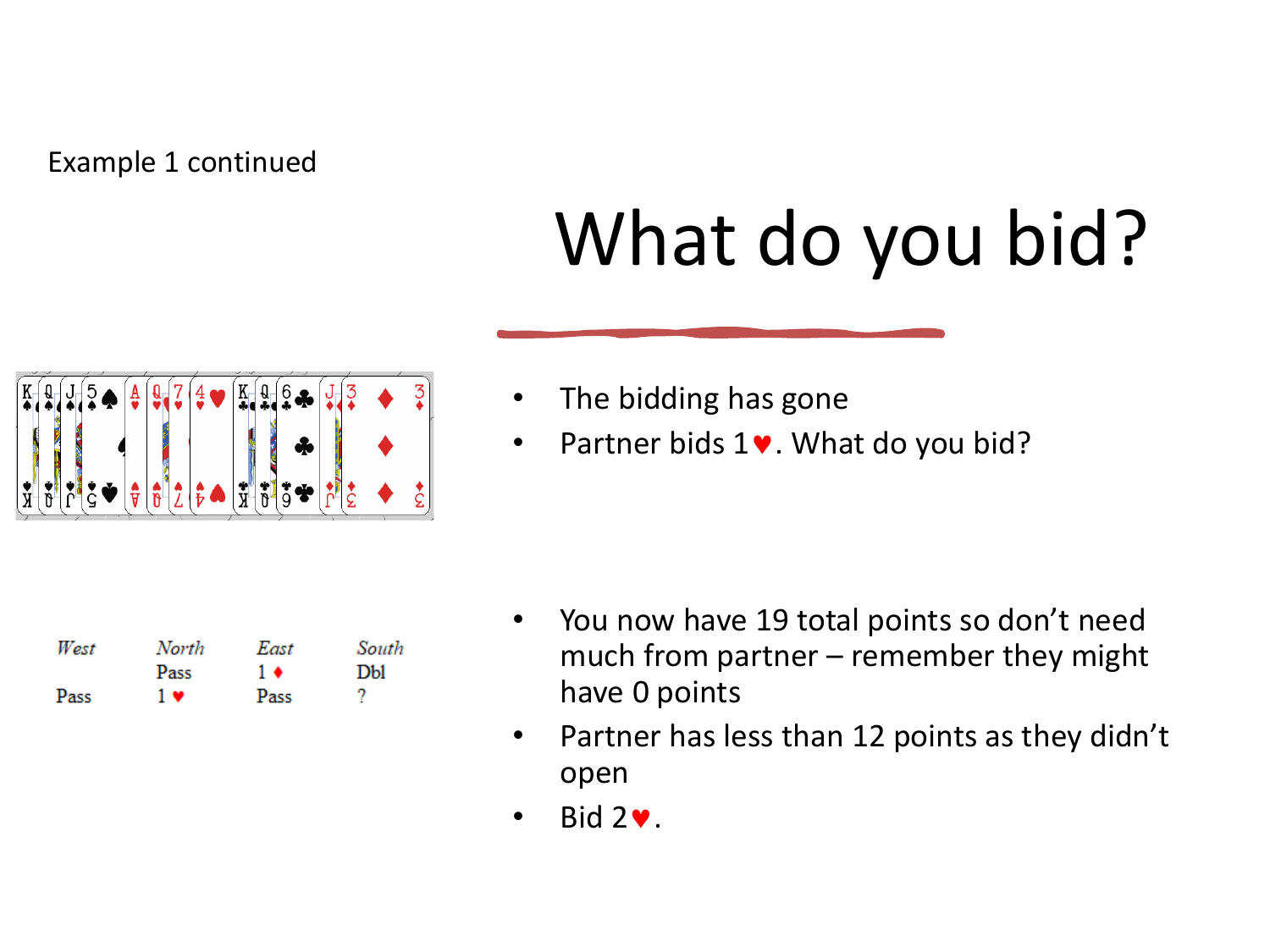Example 1 continued

# What do you bid?

- The bidding has gone
- Partner bids 1♥. What do you bid?

| West | North | East | South |
| --- | --- | --- | --- |
| | Pass | 1♦ | Dbl |
| Pass | 1♥ | Pass | ? |

- You now have 19 total points so don't need much from partner – remember they might have 0 points
- Partner has less than 12 points as they didn't open
- Bid 2♥.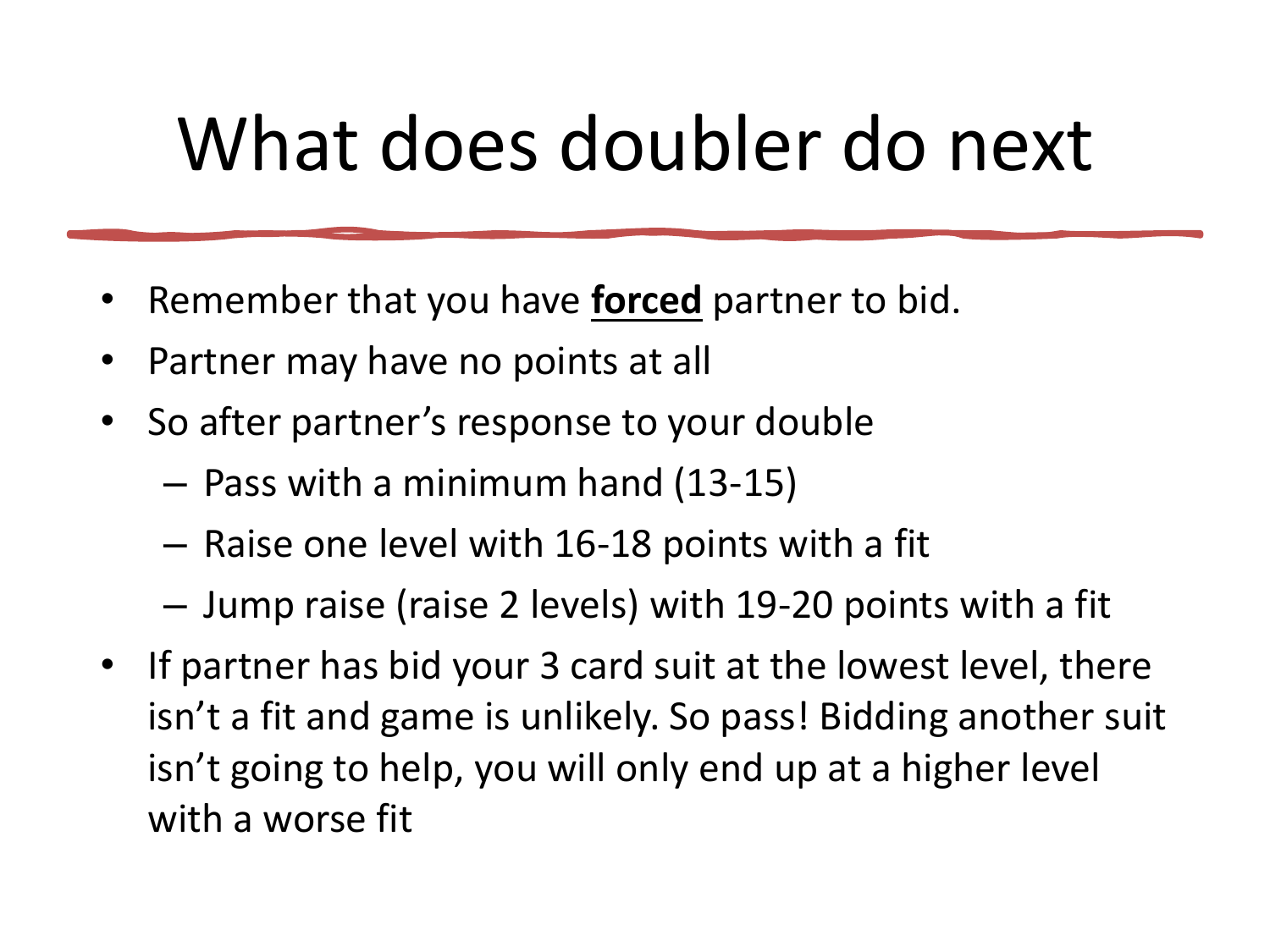# What does doubler do next

- Remember that you have **forced** partner to bid.
- Partner may have no points at all
- So after partner's response to your double
  - Pass with a minimum hand (13-15)
  - Raise one level with 16-18 points with a fit
  - Jump raise (raise 2 levels) with 19-20 points with a fit
- If partner has bid your 3 card suit at the lowest level, there isn't a fit and game is unlikely. So pass! Bidding another suit isn't going to help, you will only end up at a higher level with a worse fit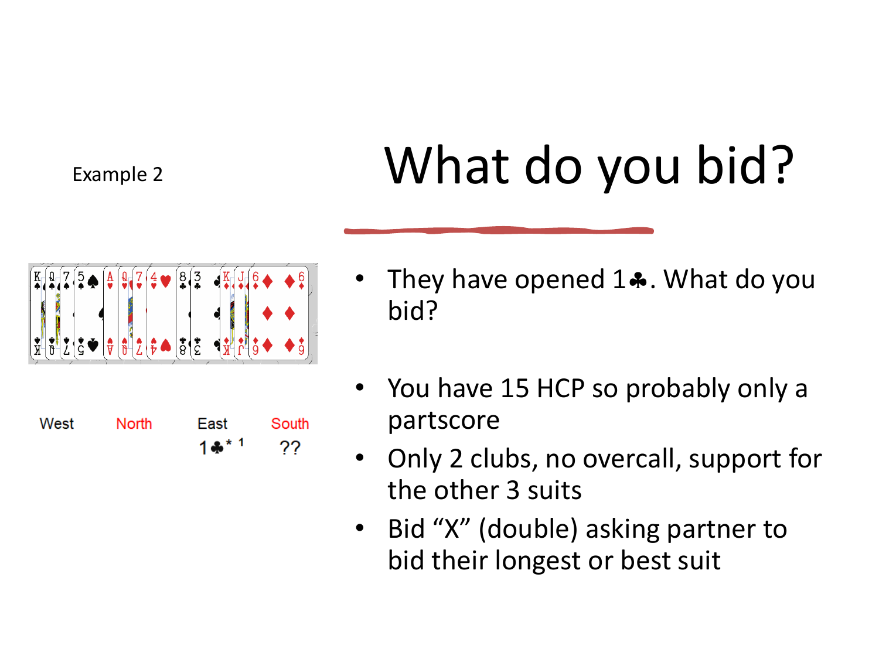Example 2

# What do you bid?

| West | North | East | South |
|---|---|---|---|
| | | 1♣* [1] | ?? |

- They have opened 1♣. What do you bid?
- You have 15 HCP so probably only a partscore
- Only 2 clubs, no overcall, support for the other 3 suits
- Bid "X" (double) asking partner to bid their longest or best suit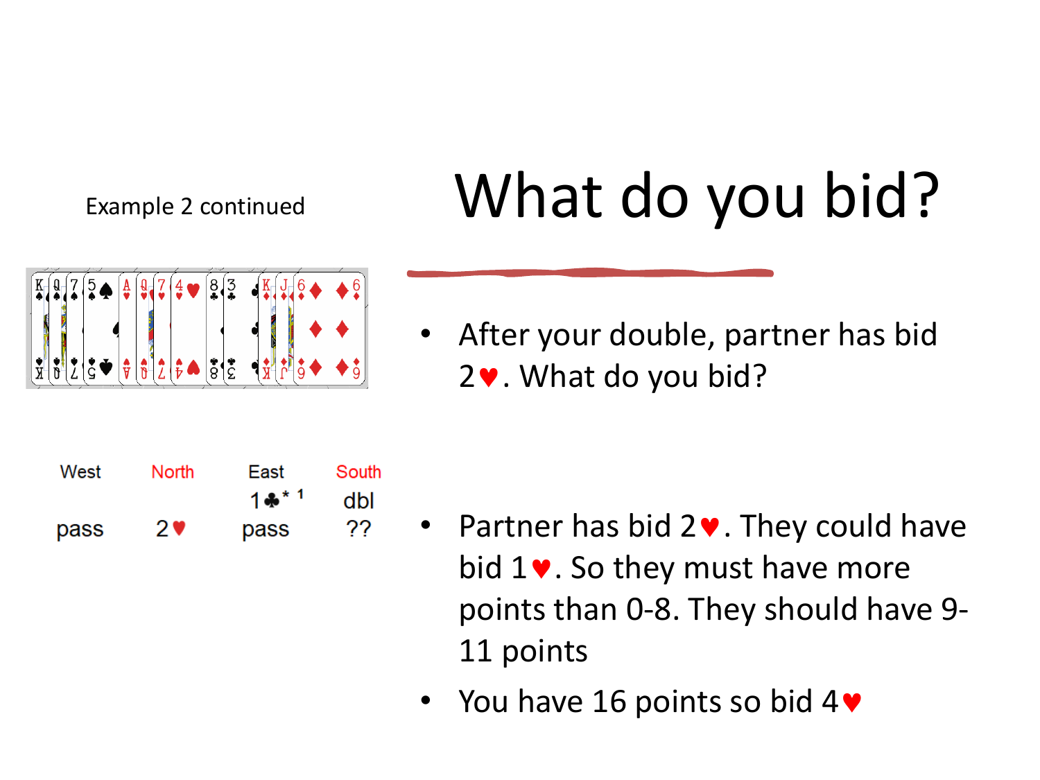Example 2 continued

# What do you bid?

| West | North | East | South |
|---|---|---|---|
| | | 1♣* [1] | dbl |
| pass | 2♥ | pass | ?? |

- After your double, partner has bid 2♥. What do you bid?

- Partner has bid 2♥. They could have bid 1♥. So they must have more points than 0-8. They should have 9-11 points
- You have 16 points so bid 4♥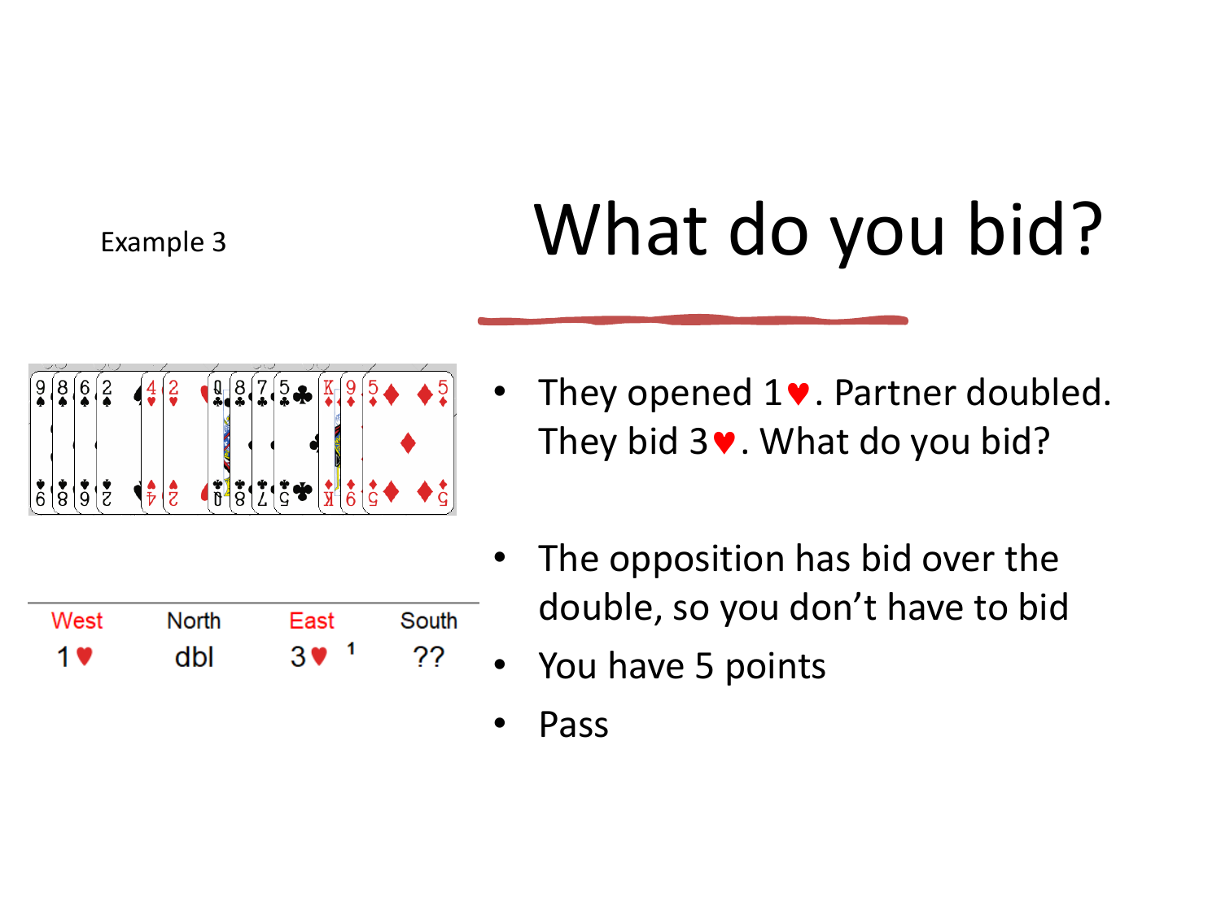Example 3

# What do you bid?

| West | North | East | South |
|---|---|---|---|
| 1♥ | dbl | 3♥ [1] | ?? |

- They opened 1♥. Partner doubled. They bid 3♥. What do you bid?
- The opposition has bid over the double, so you don't have to bid
- You have 5 points
- Pass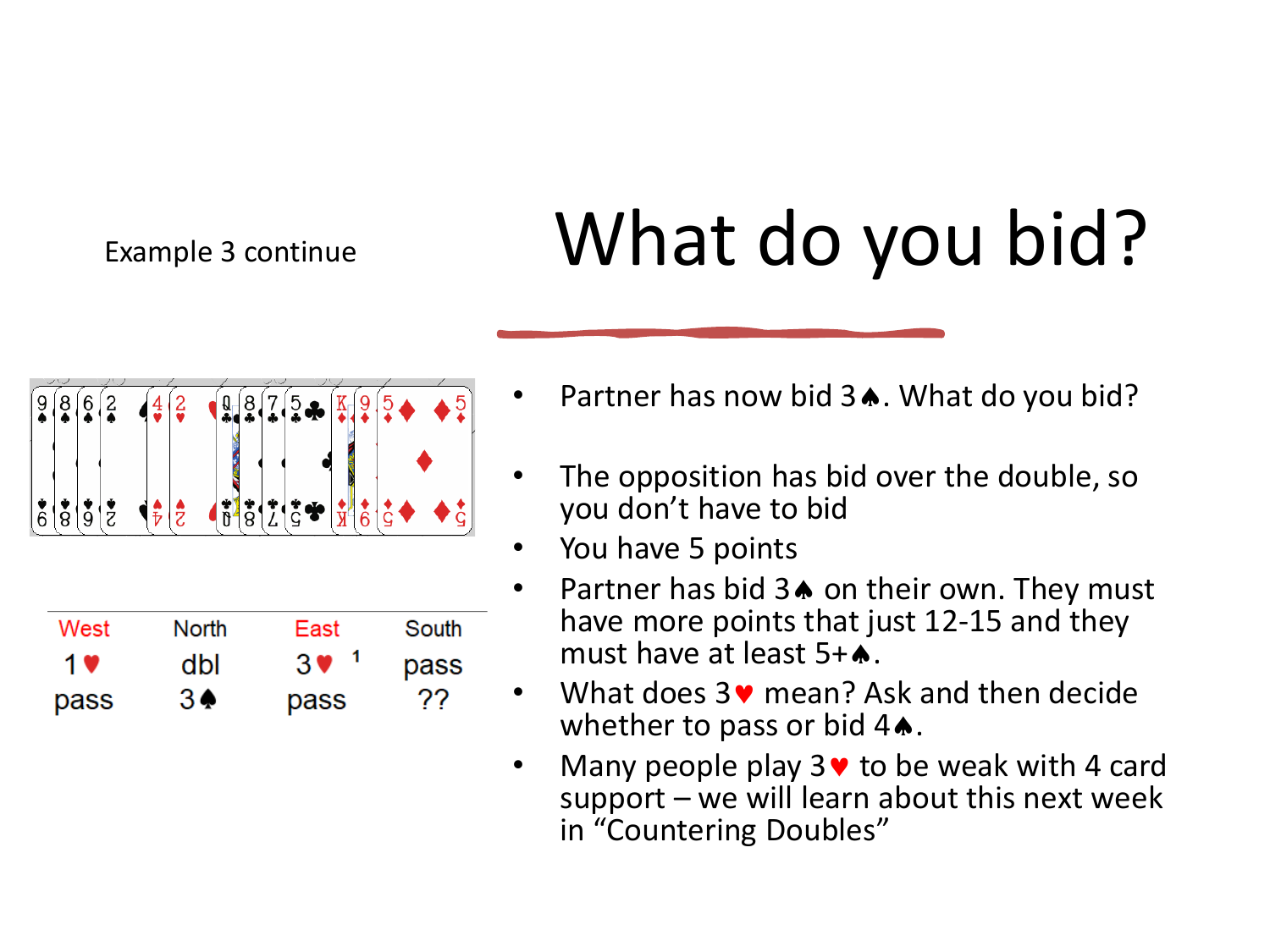Example 3 continue

# What do you bid?

| West | North | East | South |
|---|---|---|---|
| 1♥ | dbl | 3♥ [1] | pass |
| pass | 3♠ | pass | ?? |

- Partner has now bid 3♠. What do you bid?
- The opposition has bid over the double, so you don't have to bid
- You have 5 points
- Partner has bid 3♠ on their own. They must have more points that just 12-15 and they must have at least 5+♠.
- What does 3♥ mean? Ask and then decide whether to pass or bid 4♠.
- Many people play 3♥ to be weak with 4 card support – we will learn about this next week in "Countering Doubles"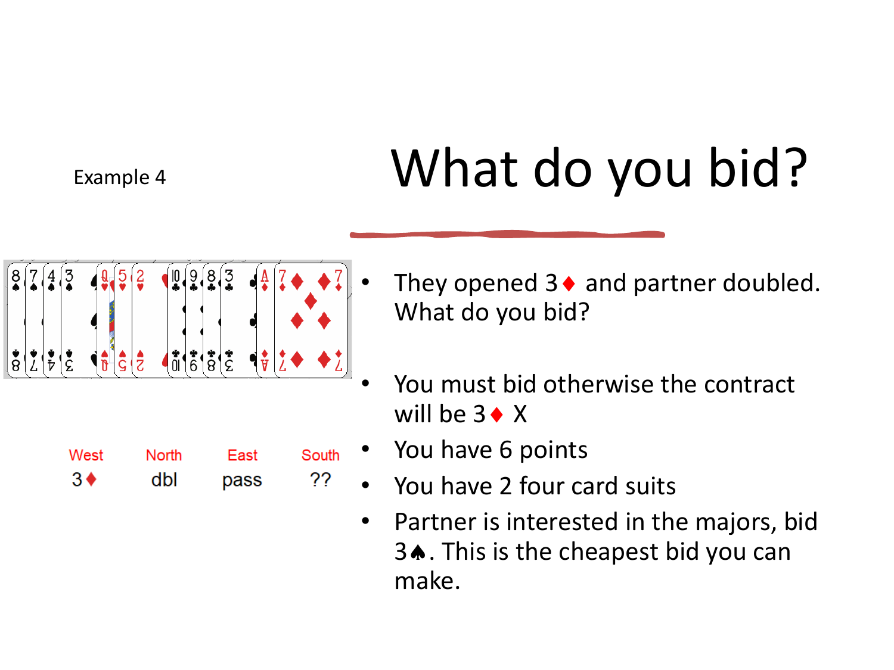Example 4

# What do you bid?

| West | North | East | South |
| --- | --- | --- | --- |
| 3♦ | dbl | pass | ?? |

- They opened 3♦ and partner doubled. What do you bid?
- You must bid otherwise the contract will be 3♦ X
- You have 6 points
- You have 2 four card suits
- Partner is interested in the majors, bid 3♠. This is the cheapest bid you can make.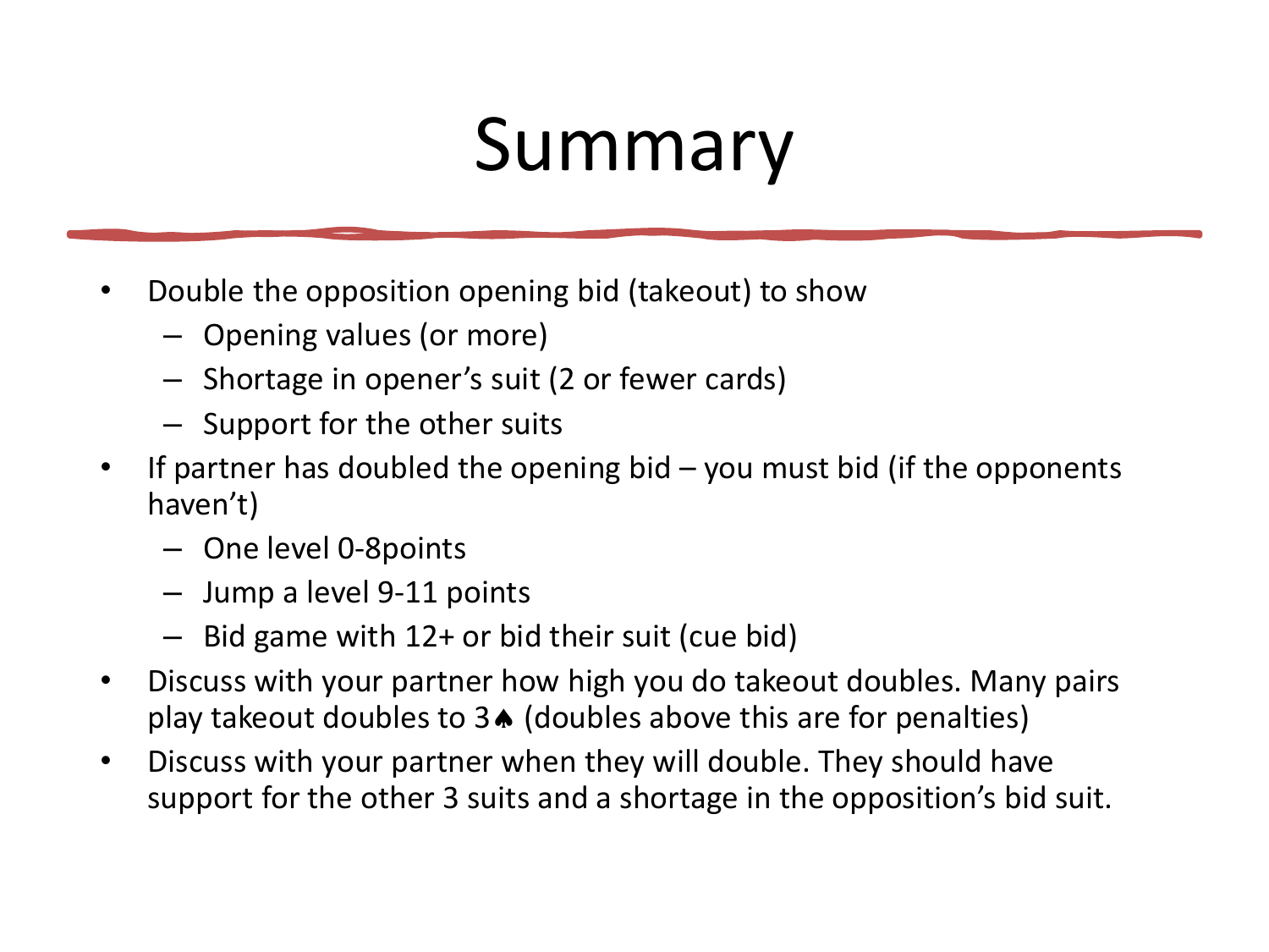# Summary

- Double the opposition opening bid (takeout) to show
  - Opening values (or more)
  - Shortage in opener's suit (2 or fewer cards)
  - Support for the other suits
- If partner has doubled the opening bid – you must bid (if the opponents haven't)
  - One level 0-8points
  - Jump a level 9-11 points
  - Bid game with 12+ or bid their suit (cue bid)
- Discuss with your partner how high you do takeout doubles. Many pairs play takeout doubles to 3♠ (doubles above this are for penalties)
- Discuss with your partner when they will double. They should have support for the other 3 suits and a shortage in the opposition's bid suit.